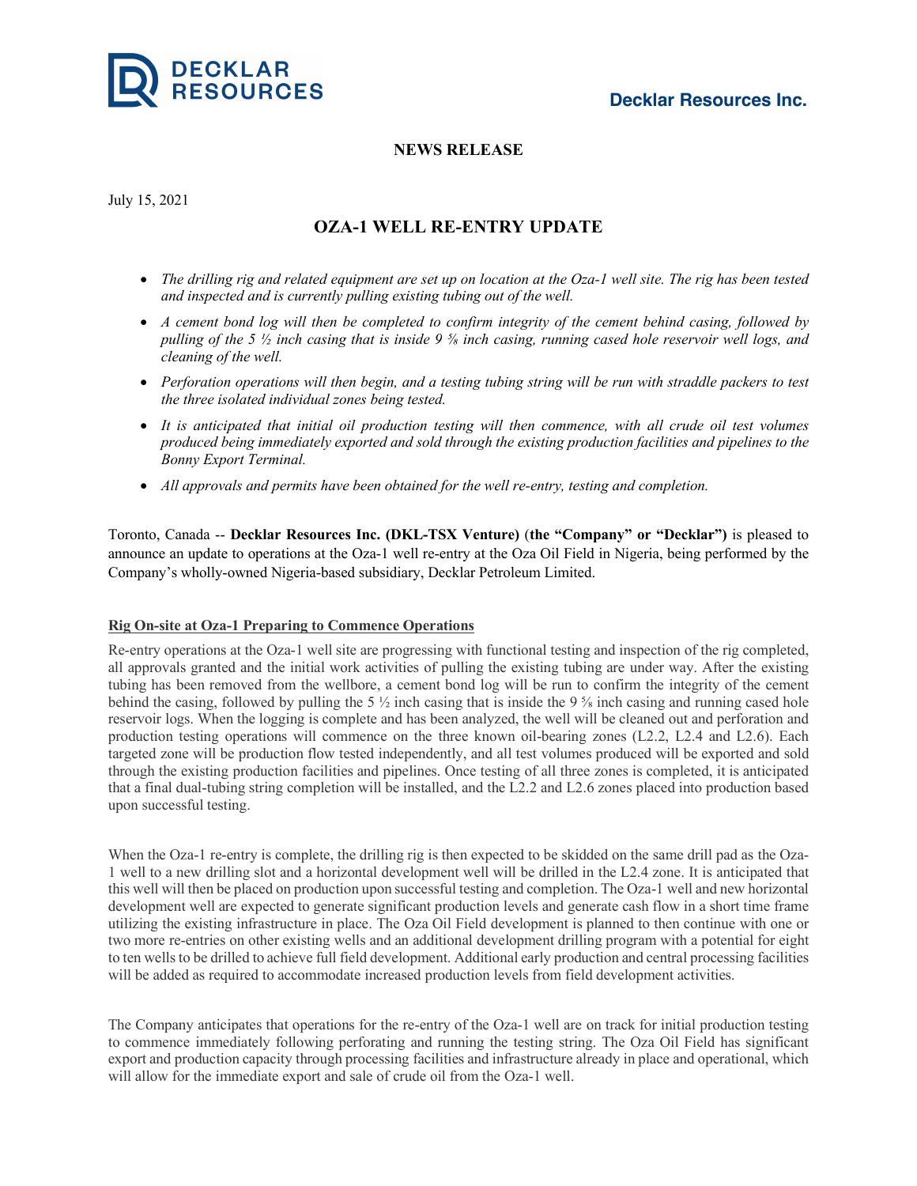Deckar Resources Inc.

**NEWS RELEASE**

July 15, 2021

# OZA-1 WELL RE-ENTRY UPDATE

- *The drilling rig and related equipment are set up on location at the Oza-1 well site. The rig has been tested and inspected and is currently pulling existing tubing out of the well.*
- *A cement bond log will then be completed to confirm integrity of the cement behind casing, followed by pulling of the 5 ½ inch casing that is inside 9 ⅝ inch casing, running cased hole reservoir well logs, and cleaning of the well.*
- *Perforation operations will then begin, and a testing tubing string will be run with straddle packers to test the three isolated individual zones being tested.*
- *It is anticipated that initial oil production testing will then commence, with all crude oil test volumes produced being immediately exported and sold through the existing production facilities and pipelines to the Bonny Export Terminal.*
- *All approvals and permits have been obtained for the well re-entry, testing and completion.*

Toronto, Canada -- **Decklar Resources Inc. (DKL-TSX Venture)** (**the "Company" or "Decklar")** is pleased to announce an update to operations at the Oza-1 well re-entry at the Oza Oil Field in Nigeria, being performed by the Company's wholly-owned Nigeria-based subsidiary, Decklar Petroleum Limited.

**Rig On-site at Oza-1 Preparing to Commence Operations**

Re-entry operations at the Oza-1 well site are progressing with functional testing and inspection of the rig completed, all approvals granted and the initial work activities of pulling the existing tubing are under way. After the existing tubing has been removed from the wellbore, a cement bond log will be run to confirm the integrity of the cement behind the casing, followed by pulling the 5 ½ inch casing that is inside the 9 ⅝ inch casing and running cased hole reservoir logs. When the logging is complete and has been analyzed, the well will be cleaned out and perforation and production testing operations will commence on the three known oil-bearing zones (L2.2, L2.4 and L2.6). Each targeted zone will be production flow tested independently, and all test volumes produced will be exported and sold through the existing production facilities and pipelines. Once testing of all three zones is completed, it is anticipated that a final dual-tubing string completion will be installed, and the L2.2 and L2.6 zones placed into production based upon successful testing.

When the Oza-1 re-entry is complete, the drilling rig is then expected to be skidded on the same drill pad as the Oza-1 well to a new drilling slot and a horizontal development well will be drilled in the L2.4 zone. It is anticipated that this well will then be placed on production upon successful testing and completion. The Oza-1 well and new horizontal development well are expected to generate significant production levels and generate cash flow in a short time frame utilizing the existing infrastructure in place. The Oza Oil Field development is planned to then continue with one or two more re-entries on other existing wells and an additional development drilling program with a potential for eight to ten wells to be drilled to achieve full field development. Additional early production and central processing facilities will be added as required to accommodate increased production levels from field development activities.

The Company anticipates that operations for the re-entry of the Oza-1 well are on track for initial production testing to commence immediately following perforating and running the testing string. The Oza Oil Field has significant export and production capacity through processing facilities and infrastructure already in place and operational, which will allow for the immediate export and sale of crude oil from the Oza-1 well.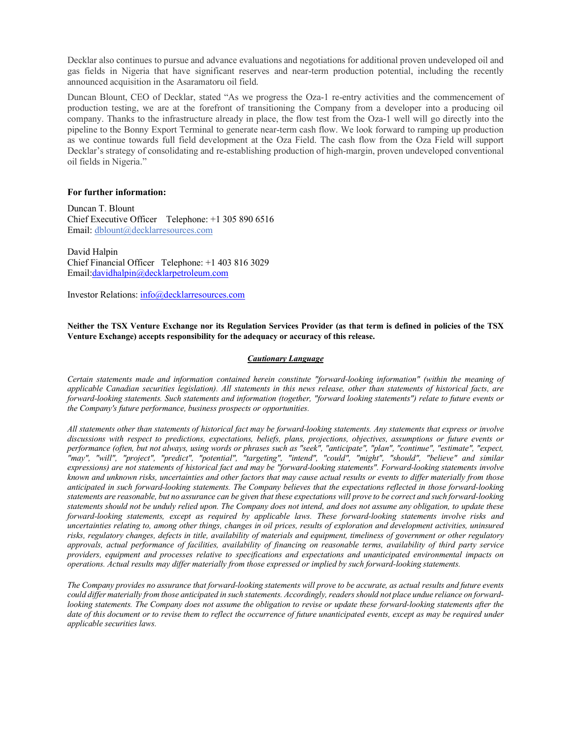Decklar also continues to pursue and advance evaluations and negotiations for additional proven undeveloped oil and gas fields in Nigeria that have significant reserves and near-term production potential, including the recently announced acquisition in the Asaramatoru oil field.

Duncan Blount, CEO of Decklar, stated "As we progress the Oza-1 re-entry activities and the commencement of production testing, we are at the forefront of transitioning the Company from a developer into a producing oil company. Thanks to the infrastructure already in place, the flow test from the Oza-1 well will go directly into the pipeline to the Bonny Export Terminal to generate near-term cash flow. We look forward to ramping up production as we continue towards full field development at the Oza Field. The cash flow from the Oza Field will support Decklar's strategy of consolidating and re-establishing production of high-margin, proven undeveloped conventional oil fields in Nigeria."

**For further information:**

Duncan T. Blount
Chief Executive Officer    Telephone: +1 305 890 6516
Email: dblount@decklarresources.com

David Halpin
Chief Financial Officer   Telephone: +1 403 816 3029
Email:davidhalpin@decklarpetroleum.com

Investor Relations: info@decklarresources.com

**Neither the TSX Venture Exchange nor its Regulation Services Provider (as that term is defined in policies of the TSX Venture Exchange) accepts responsibility for the adequacy or accuracy of this release.**

***Cautionary Language***

*Certain statements made and information contained herein constitute "forward-looking information" (within the meaning of applicable Canadian securities legislation). All statements in this news release, other than statements of historical facts, are forward-looking statements. Such statements and information (together, "forward looking statements") relate to future events or the Company's future performance, business prospects or opportunities.*

*All statements other than statements of historical fact may be forward-looking statements. Any statements that express or involve discussions with respect to predictions, expectations, beliefs, plans, projections, objectives, assumptions or future events or performance (often, but not always, using words or phrases such as "seek", "anticipate", "plan", "continue", "estimate", "expect, "may", "will", "project", "predict", "potential", "targeting", "intend", "could", "might", "should", "believe" and similar expressions) are not statements of historical fact and may be "forward-looking statements". Forward-looking statements involve known and unknown risks, uncertainties and other factors that may cause actual results or events to differ materially from those anticipated in such forward-looking statements. The Company believes that the expectations reflected in those forward-looking statements are reasonable, but no assurance can be given that these expectations will prove to be correct and such forward-looking statements should not be unduly relied upon. The Company does not intend, and does not assume any obligation, to update these forward-looking statements, except as required by applicable laws. These forward-looking statements involve risks and uncertainties relating to, among other things, changes in oil prices, results of exploration and development activities, uninsured risks, regulatory changes, defects in title, availability of materials and equipment, timeliness of government or other regulatory approvals, actual performance of facilities, availability of financing on reasonable terms, availability of third party service providers, equipment and processes relative to specifications and expectations and unanticipated environmental impacts on operations. Actual results may differ materially from those expressed or implied by such forward-looking statements.*

*The Company provides no assurance that forward-looking statements will prove to be accurate, as actual results and future events could differ materially from those anticipated in such statements. Accordingly, readers should not place undue reliance on forward-looking statements. The Company does not assume the obligation to revise or update these forward-looking statements after the date of this document or to revise them to reflect the occurrence of future unanticipated events, except as may be required under applicable securities laws.*